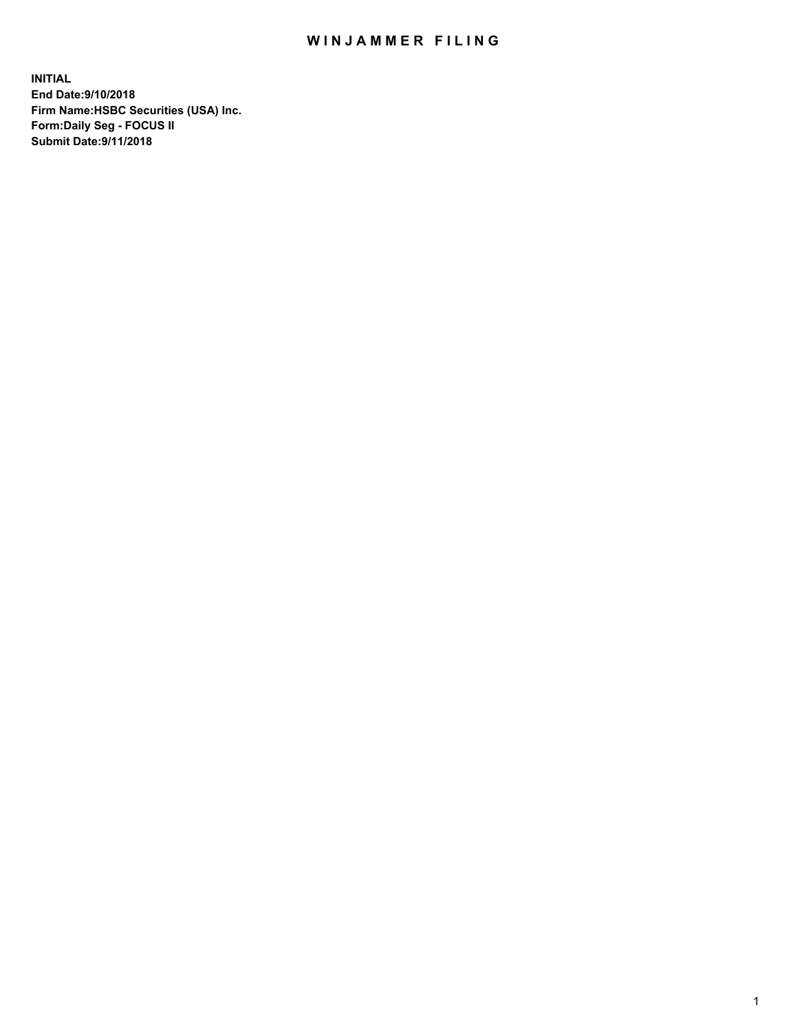# WINJAMMER FILING

**INITIAL**
**End Date:9/10/2018**
**Firm Name:HSBC Securities (USA) Inc.**
**Form:Daily Seg - FOCUS II**
**Submit Date:9/11/2018**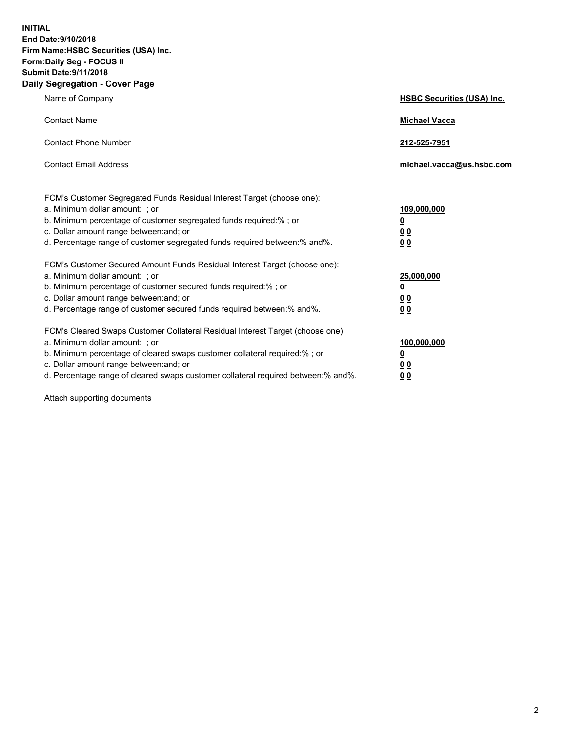**INITIAL**
**End Date:9/10/2018**
**Firm Name:HSBC Securities (USA) Inc.**
**Form:Daily Seg - FOCUS II**
**Submit Date:9/11/2018**

## Daily Segregation - Cover Page

| | |
|---|---|
| Name of Company | **HSBC Securities (USA) Inc.** |
| Contact Name | **Michael Vacca** |
| Contact Phone Number | **212-525-7951** |
| Contact Email Address | **michael.vacca@us.hsbc.com** |

FCM's Customer Segregated Funds Residual Interest Target (choose one):

| | |
|---|---|
| a. Minimum dollar amount: ; or | **109,000,000** |
| b. Minimum percentage of customer segregated funds required:% ; or | **0** |
| c. Dollar amount range between:and; or | **0 0** |
| d. Percentage range of customer segregated funds required between:% and%. | **0 0** |

FCM's Customer Secured Amount Funds Residual Interest Target (choose one):

| | |
|---|---|
| a. Minimum dollar amount: ; or | **25,000,000** |
| b. Minimum percentage of customer secured funds required:% ; or | **0** |
| c. Dollar amount range between:and; or | **0 0** |
| d. Percentage range of customer secured funds required between:% and%. | **0 0** |

FCM's Cleared Swaps Customer Collateral Residual Interest Target (choose one):

| | |
|---|---|
| a. Minimum dollar amount: ; or | **100,000,000** |
| b. Minimum percentage of cleared swaps customer collateral required:% ; or | **0** |
| c. Dollar amount range between:and; or | **0 0** |
| d. Percentage range of cleared swaps customer collateral required between:% and%. | **0 0** |

Attach supporting documents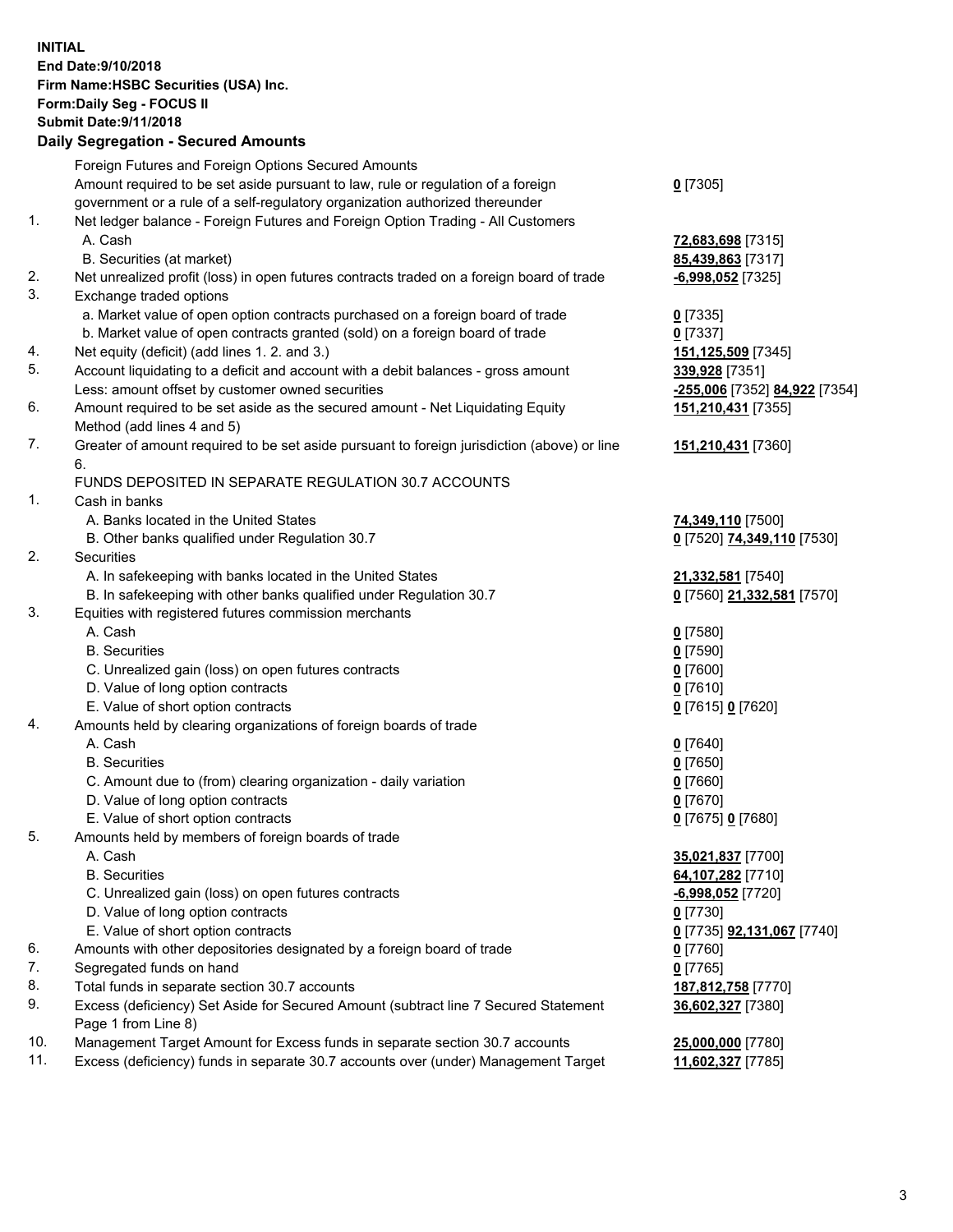**INITIAL**
**End Date:9/10/2018**
**Firm Name:HSBC Securities (USA) Inc.**
**Form:Daily Seg - FOCUS II**
**Submit Date:9/11/2018**

## Daily Segregation - Secured Amounts

| | | |
|---|---|---|
| | Foreign Futures and Foreign Options Secured Amounts | |
| | Amount required to be set aside pursuant to law, rule or regulation of a foreign government or a rule of a self-regulatory organization authorized thereunder | **0** [7305] |
| 1. | Net ledger balance - Foreign Futures and Foreign Option Trading - All Customers | |
| | A. Cash | **72,683,698** [7315] |
| | B. Securities (at market) | **85,439,863** [7317] |
| 2. | Net unrealized profit (loss) in open futures contracts traded on a foreign board of trade | **-6,998,052** [7325] |
| 3. | Exchange traded options | |
| | a. Market value of open option contracts purchased on a foreign board of trade | **0** [7335] |
| | b. Market value of open contracts granted (sold) on a foreign board of trade | **0** [7337] |
| 4. | Net equity (deficit) (add lines 1. 2. and 3.) | **151,125,509** [7345] |
| 5. | Account liquidating to a deficit and account with a debit balances - gross amount | **339,928** [7351] |
| | Less: amount offset by customer owned securities | **-255,006** [7352] **84,922** [7354] |
| 6. | Amount required to be set aside as the secured amount - Net Liquidating Equity Method (add lines 4 and 5) | **151,210,431** [7355] |
| 7. | Greater of amount required to be set aside pursuant to foreign jurisdiction (above) or line 6. | **151,210,431** [7360] |
| | FUNDS DEPOSITED IN SEPARATE REGULATION 30.7 ACCOUNTS | |
| 1. | Cash in banks | |
| | A. Banks located in the United States | **74,349,110** [7500] |
| | B. Other banks qualified under Regulation 30.7 | **0** [7520] **74,349,110** [7530] |
| 2. | Securities | |
| | A. In safekeeping with banks located in the United States | **21,332,581** [7540] |
| | B. In safekeeping with other banks qualified under Regulation 30.7 | **0** [7560] **21,332,581** [7570] |
| 3. | Equities with registered futures commission merchants | |
| | A. Cash | **0** [7580] |
| | B. Securities | **0** [7590] |
| | C. Unrealized gain (loss) on open futures contracts | **0** [7600] |
| | D. Value of long option contracts | **0** [7610] |
| | E. Value of short option contracts | **0** [7615] **0** [7620] |
| 4. | Amounts held by clearing organizations of foreign boards of trade | |
| | A. Cash | **0** [7640] |
| | B. Securities | **0** [7650] |
| | C. Amount due to (from) clearing organization - daily variation | **0** [7660] |
| | D. Value of long option contracts | **0** [7670] |
| | E. Value of short option contracts | **0** [7675] **0** [7680] |
| 5. | Amounts held by members of foreign boards of trade | |
| | A. Cash | **35,021,837** [7700] |
| | B. Securities | **64,107,282** [7710] |
| | C. Unrealized gain (loss) on open futures contracts | **-6,998,052** [7720] |
| | D. Value of long option contracts | **0** [7730] |
| | E. Value of short option contracts | **0** [7735] **92,131,067** [7740] |
| 6. | Amounts with other depositories designated by a foreign board of trade | **0** [7760] |
| 7. | Segregated funds on hand | **0** [7765] |
| 8. | Total funds in separate section 30.7 accounts | **187,812,758** [7770] |
| 9. | Excess (deficiency) Set Aside for Secured Amount (subtract line 7 Secured Statement Page 1 from Line 8) | **36,602,327** [7380] |
| 10. | Management Target Amount for Excess funds in separate section 30.7 accounts | **25,000,000** [7780] |
| 11. | Excess (deficiency) funds in separate 30.7 accounts over (under) Management Target | **11,602,327** [7785] |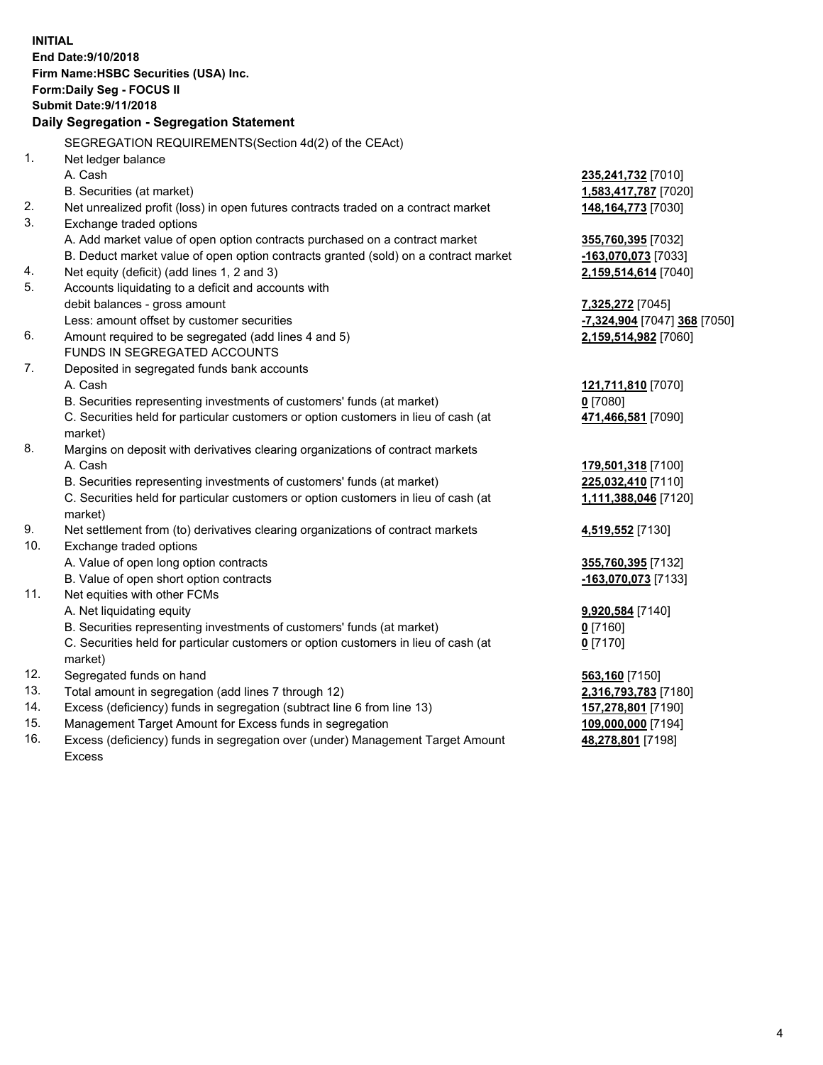**INITIAL**
**End Date:9/10/2018**
**Firm Name:HSBC Securities (USA) Inc.**
**Form:Daily Seg - FOCUS II**
**Submit Date:9/11/2018**
**Daily Segregation - Segregation Statement**

SEGREGATION REQUIREMENTS(Section 4d(2) of the CEAct)

| | | |
|---|---|---|
| 1. | Net ledger balance | |
| | A. Cash | **235,241,732** [7010] |
| | B. Securities (at market) | **1,583,417,787** [7020] |
| 2. | Net unrealized profit (loss) in open futures contracts traded on a contract market | **148,164,773** [7030] |
| 3. | Exchange traded options | |
| | A. Add market value of open option contracts purchased on a contract market | **355,760,395** [7032] |
| | B. Deduct market value of open option contracts granted (sold) on a contract market | **-163,070,073** [7033] |
| 4. | Net equity (deficit) (add lines 1, 2 and 3) | **2,159,514,614** [7040] |
| 5. | Accounts liquidating to a deficit and accounts with debit balances - gross amount | **7,325,272** [7045] |
| | Less: amount offset by customer securities | **-7,324,904** [7047] **368** [7050] |
| 6. | Amount required to be segregated (add lines 4 and 5) | **2,159,514,982** [7060] |
| | FUNDS IN SEGREGATED ACCOUNTS | |
| 7. | Deposited in segregated funds bank accounts | |
| | A. Cash | **121,711,810** [7070] |
| | B. Securities representing investments of customers' funds (at market) | **0** [7080] |
| | C. Securities held for particular customers or option customers in lieu of cash (at market) | **471,466,581** [7090] |
| 8. | Margins on deposit with derivatives clearing organizations of contract markets | |
| | A. Cash | **179,501,318** [7100] |
| | B. Securities representing investments of customers' funds (at market) | **225,032,410** [7110] |
| | C. Securities held for particular customers or option customers in lieu of cash (at market) | **1,111,388,046** [7120] |
| 9. | Net settlement from (to) derivatives clearing organizations of contract markets | **4,519,552** [7130] |
| 10. | Exchange traded options | |
| | A. Value of open long option contracts | **355,760,395** [7132] |
| | B. Value of open short option contracts | **-163,070,073** [7133] |
| 11. | Net equities with other FCMs | |
| | A. Net liquidating equity | **9,920,584** [7140] |
| | B. Securities representing investments of customers' funds (at market) | **0** [7160] |
| | C. Securities held for particular customers or option customers in lieu of cash (at market) | **0** [7170] |
| 12. | Segregated funds on hand | **563,160** [7150] |
| 13. | Total amount in segregation (add lines 7 through 12) | **2,316,793,783** [7180] |
| 14. | Excess (deficiency) funds in segregation (subtract line 6 from line 13) | **157,278,801** [7190] |
| 15. | Management Target Amount for Excess funds in segregation | **109,000,000** [7194] |
| 16. | Excess (deficiency) funds in segregation over (under) Management Target Amount Excess | **48,278,801** [7198] |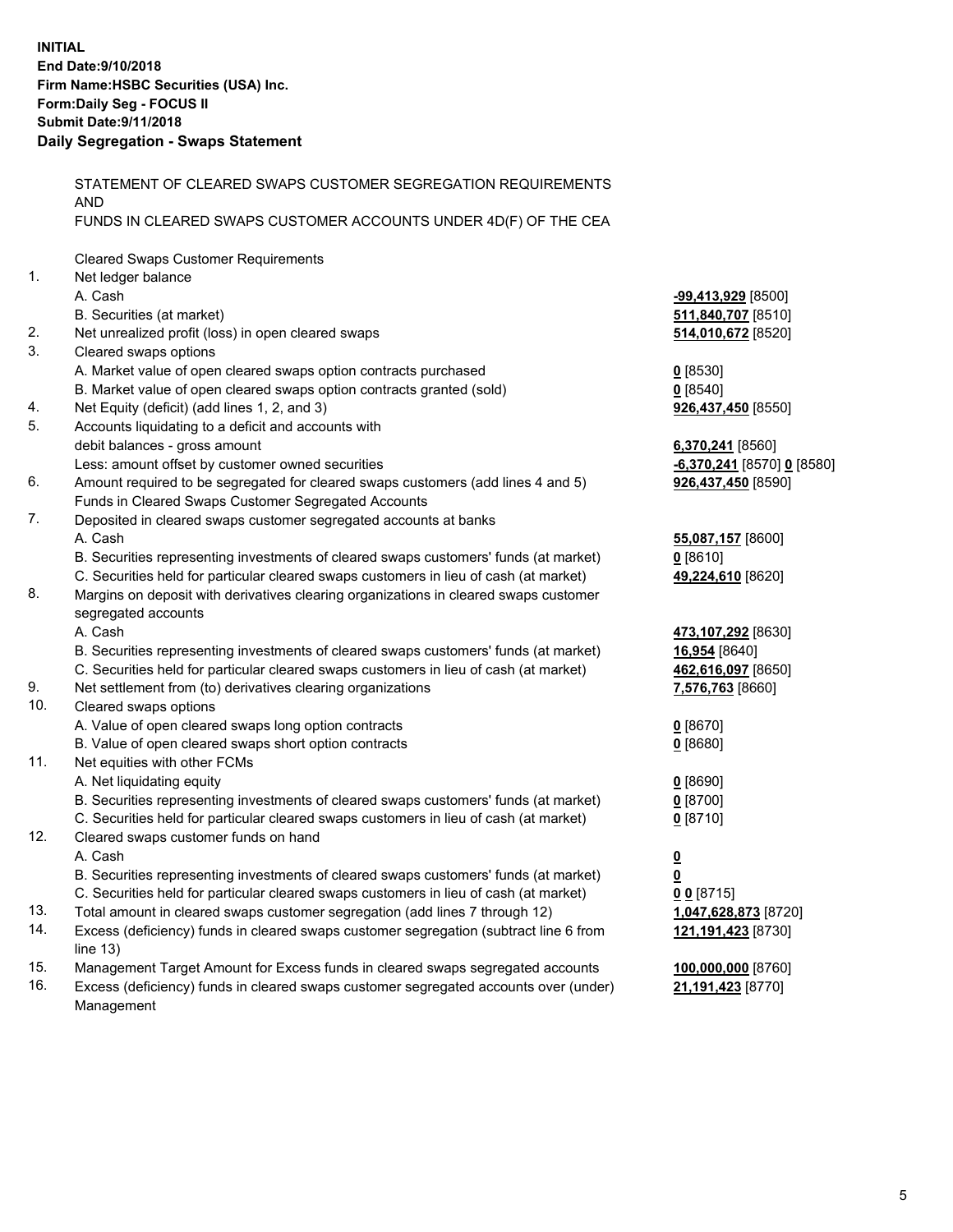**INITIAL**
**End Date:9/10/2018**
**Firm Name:HSBC Securities (USA) Inc.**
**Form:Daily Seg - FOCUS II**
**Submit Date:9/11/2018**
**Daily Segregation - Swaps Statement**

STATEMENT OF CLEARED SWAPS CUSTOMER SEGREGATION REQUIREMENTS AND FUNDS IN CLEARED SWAPS CUSTOMER ACCOUNTS UNDER 4D(F) OF THE CEA

| | | |
|---|---|---|
| | Cleared Swaps Customer Requirements | |
| 1. | Net ledger balance | |
| | A. Cash | **-99,413,929** [8500] |
| | B. Securities (at market) | **511,840,707** [8510] |
| 2. | Net unrealized profit (loss) in open cleared swaps | **514,010,672** [8520] |
| 3. | Cleared swaps options | |
| | A. Market value of open cleared swaps option contracts purchased | **0** [8530] |
| | B. Market value of open cleared swaps option contracts granted (sold) | **0** [8540] |
| 4. | Net Equity (deficit) (add lines 1, 2, and 3) | **926,437,450** [8550] |
| 5. | Accounts liquidating to a deficit and accounts with | |
| | debit balances - gross amount | **6,370,241** [8560] |
| | Less: amount offset by customer owned securities | **-6,370,241** [8570] **0** [8580] |
| 6. | Amount required to be segregated for cleared swaps customers (add lines 4 and 5) | **926,437,450** [8590] |
| | Funds in Cleared Swaps Customer Segregated Accounts | |
| 7. | Deposited in cleared swaps customer segregated accounts at banks | |
| | A. Cash | **55,087,157** [8600] |
| | B. Securities representing investments of cleared swaps customers' funds (at market) | **0** [8610] |
| | C. Securities held for particular cleared swaps customers in lieu of cash (at market) | **49,224,610** [8620] |
| 8. | Margins on deposit with derivatives clearing organizations in cleared swaps customer segregated accounts | |
| | A. Cash | **473,107,292** [8630] |
| | B. Securities representing investments of cleared swaps customers' funds (at market) | **16,954** [8640] |
| | C. Securities held for particular cleared swaps customers in lieu of cash (at market) | **462,616,097** [8650] |
| 9. | Net settlement from (to) derivatives clearing organizations | **7,576,763** [8660] |
| 10. | Cleared swaps options | |
| | A. Value of open cleared swaps long option contracts | **0** [8670] |
| | B. Value of open cleared swaps short option contracts | **0** [8680] |
| 11. | Net equities with other FCMs | |
| | A. Net liquidating equity | **0** [8690] |
| | B. Securities representing investments of cleared swaps customers' funds (at market) | **0** [8700] |
| | C. Securities held for particular cleared swaps customers in lieu of cash (at market) | **0** [8710] |
| 12. | Cleared swaps customer funds on hand | |
| | A. Cash | **0** |
| | B. Securities representing investments of cleared swaps customers' funds (at market) | **0** |
| | C. Securities held for particular cleared swaps customers in lieu of cash (at market) | **0** **0** [8715] |
| 13. | Total amount in cleared swaps customer segregation (add lines 7 through 12) | **1,047,628,873** [8720] |
| 14. | Excess (deficiency) funds in cleared swaps customer segregation (subtract line 6 from line 13) | **121,191,423** [8730] |
| 15. | Management Target Amount for Excess funds in cleared swaps segregated accounts | **100,000,000** [8760] |
| 16. | Excess (deficiency) funds in cleared swaps customer segregated accounts over (under) Management | **21,191,423** [8770] |